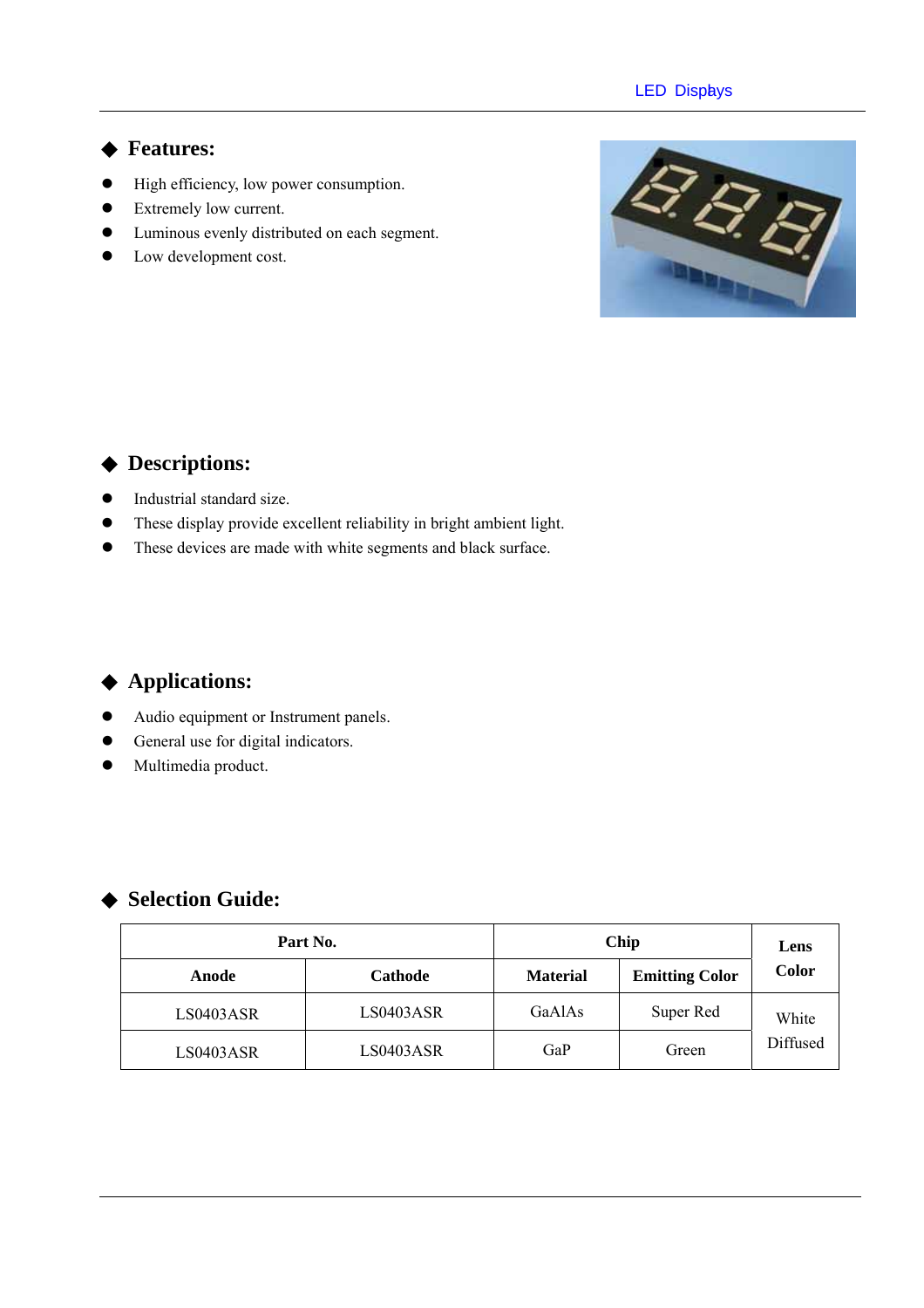## ◆ Features:

- High efficiency, low power consumption.
- Extremely low current.
- Luminous evenly distributed on each segment.
- Low development cost.

## ◆ Descriptions:

- Industrial standard size.
- These display provide excellent reliability in bright ambient light.
- These devices are made with white segments and black surface.

## ◆ Applications:

- Audio equipment or Instrument panels.
- General use for digital indicators.
- Multimedia product.

## ◆ Selection Guide:

| Part No. | | Chip | | Lens Color |
|---|---|---|---|---|
| **Anode** | **Cathode** | **Material** | **Emitting Color** | |
| LS0403ASR | LS0403ASR | GaAlAs | Super Red | White Diffused |
| LS0403ASR | LS0403ASR | GaP | Green | |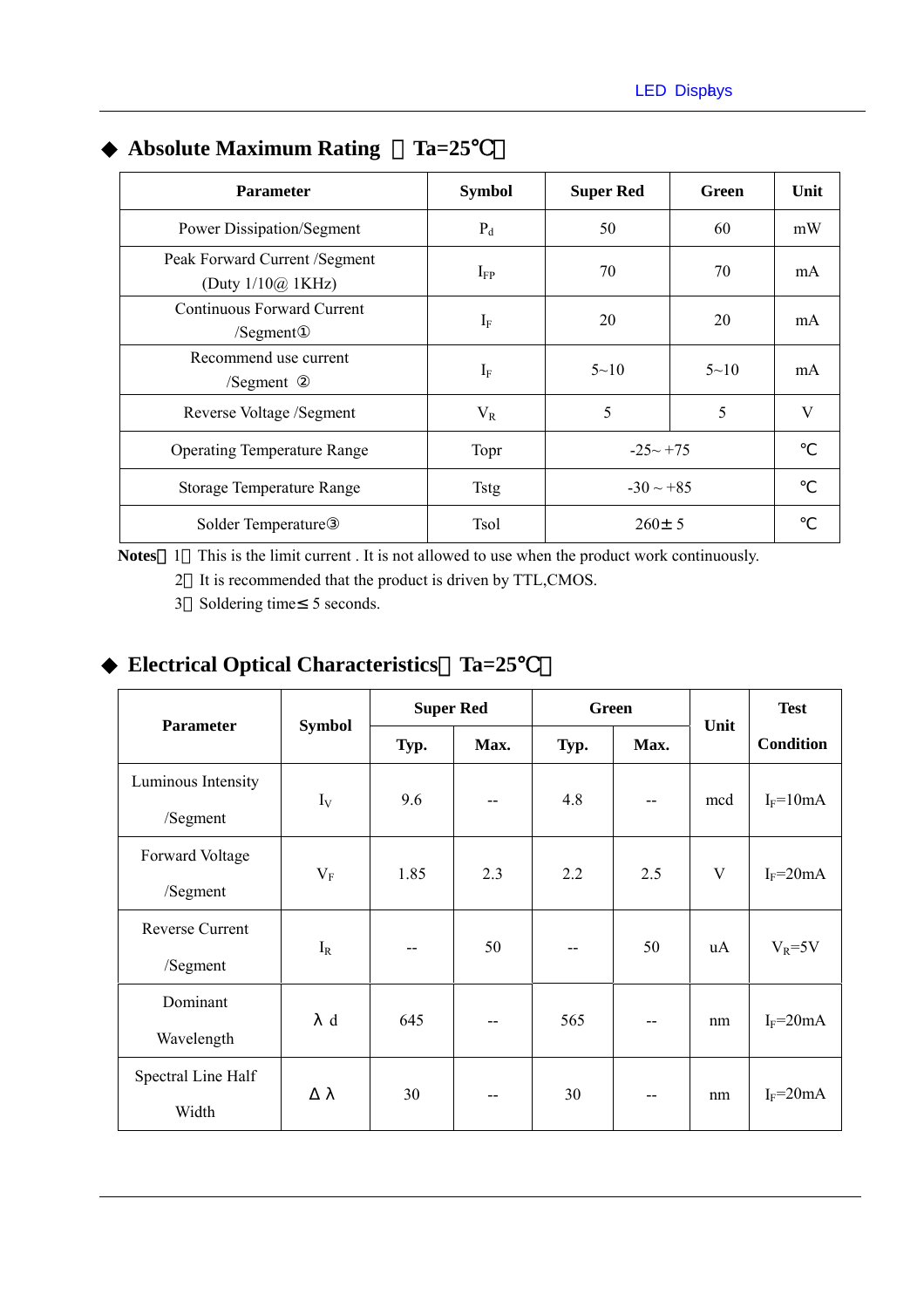## ◆ Absolute Maximum Rating （Ta=25℃）

| Parameter | Symbol | Super Red | Green | Unit |
|---|---|---|---|---|
| Power Dissipation/Segment | $P_d$ | 50 | 60 | mW |
| Peak Forward Current /Segment (Duty 1/10@ 1KHz) | $I_{FP}$ | 70 | 70 | mA |
| Continuous Forward Current /Segment① | $I_F$ | 20 | 20 | mA |
| Recommend use current /Segment ② | $I_F$ | 5~10 | 5~10 | mA |
| Reverse Voltage /Segment | $V_R$ | 5 | 5 | V |
| Operating Temperature Range | Topr | -25~ +75 | | ℃ |
| Storage Temperature Range | Tstg | -30 ~ +85 | | ℃ |
| Solder Temperature③ | Tsol | 260± 5 | | ℃ |

**Notes**：1．This is the limit current . It is not allowed to use when the product work continuously.

2．It is recommended that the product is driven by TTL,CMOS.

3．Soldering time≤ 5 seconds.

## ◆ Electrical Optical Characteristics（Ta=25℃）

| Parameter | Symbol | Super Red | | Green | | Unit | Test Condition |
|---|---|---|---|---|---|---|---|
| | | Typ. | Max. | Typ. | Max. | | |
| Luminous Intensity /Segment | $I_V$ | 9.6 | -- | 4.8 | -- | mcd | $I_F$=10mA |
| Forward Voltage /Segment | $V_F$ | 1.85 | 2.3 | 2.2 | 2.5 | V | $I_F$=20mA |
| Reverse Current /Segment | $I_R$ | -- | 50 | -- | 50 | uA | $V_R$=5V |
| Dominant Wavelength | $\lambda$ d | 645 | -- | 565 | -- | nm | $I_F$=20mA |
| Spectral Line Half Width | $\Delta\lambda$ | 30 | -- | 30 | -- | nm | $I_F$=20mA |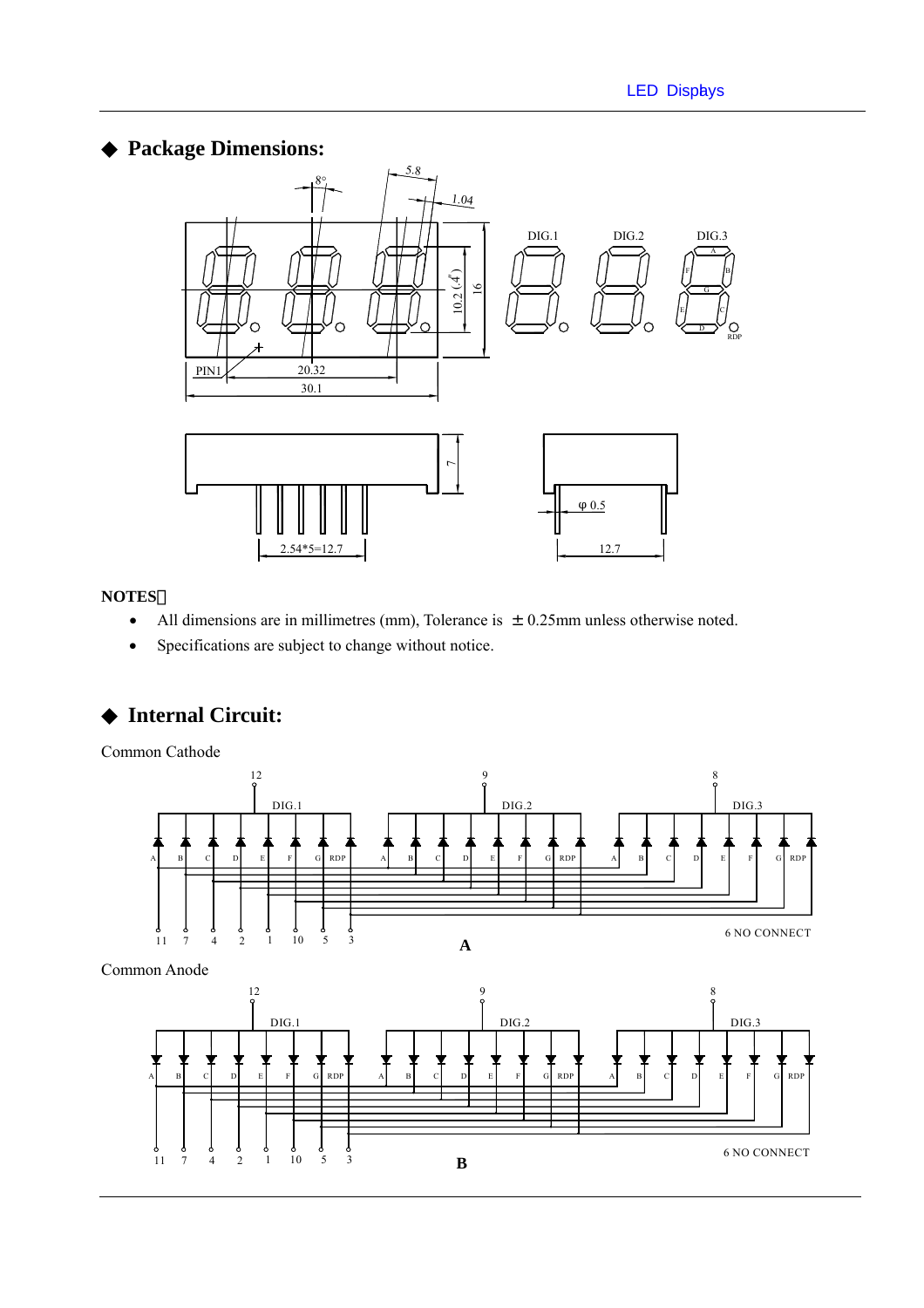## ◆ Package Dimensions:

**NOTES：**

- All dimensions are in millimetres (mm), Tolerance is ±0.25mm unless otherwise noted.
- Specifications are subject to change without notice.

## ◆ Internal Circuit:

Common Cathode

A

Common Anode

B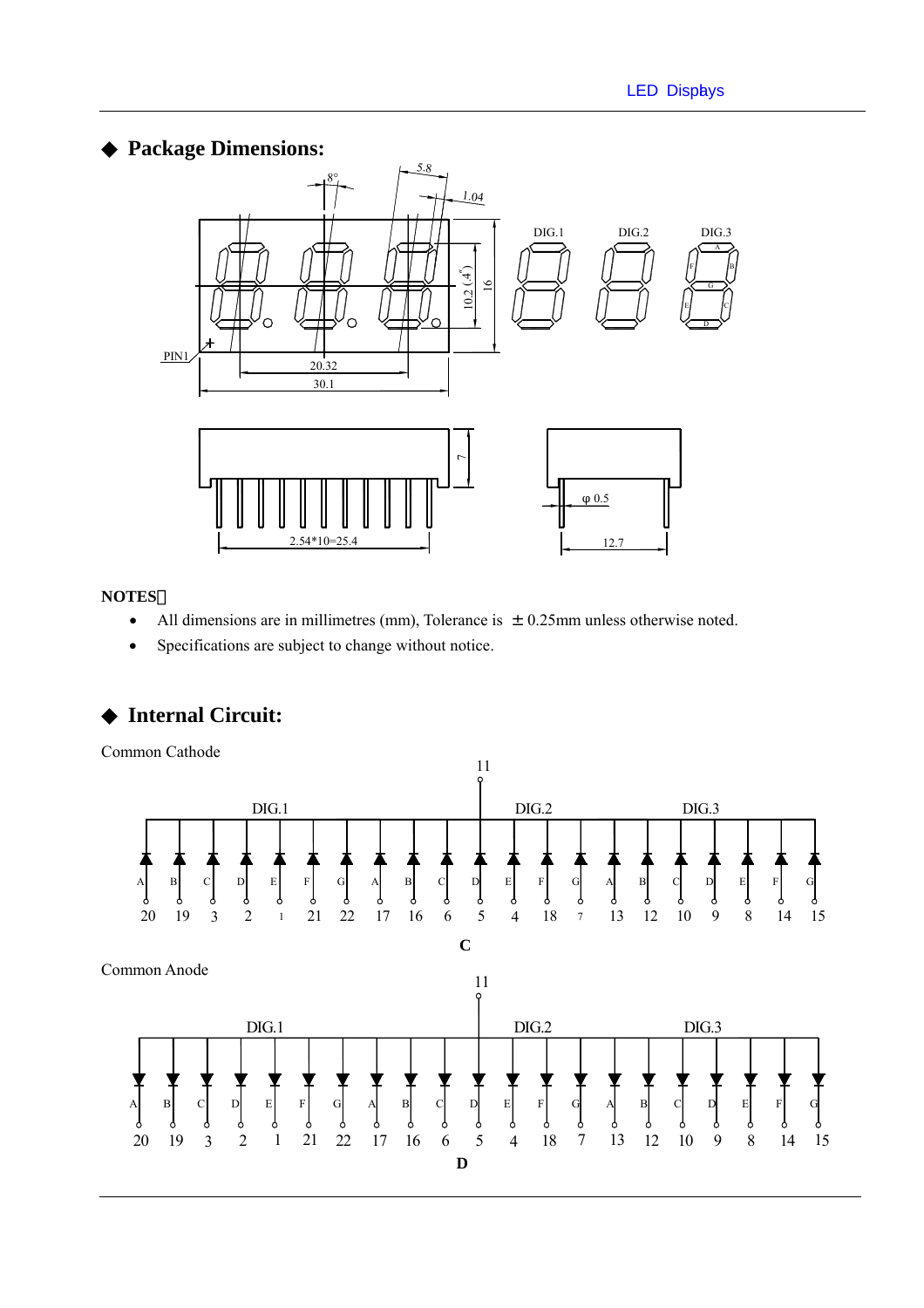## ◆ Package Dimensions:

**NOTES：**

- All dimensions are in millimetres (mm), Tolerance is ±0.25mm unless otherwise noted.
- Specifications are subject to change without notice.

## ◆ Internal Circuit:

Common Cathode

C

Common Anode

D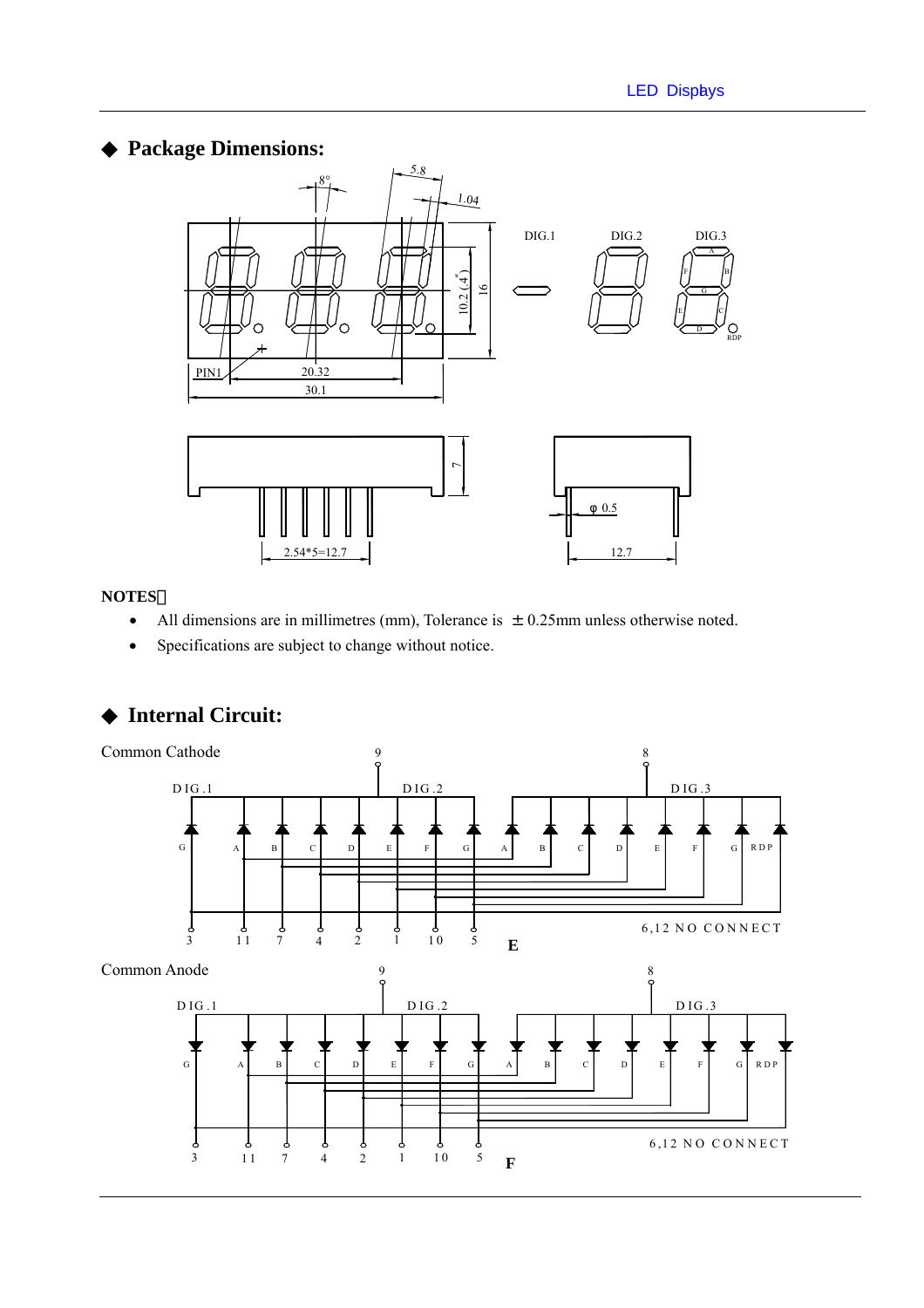## ◆ Package Dimensions:

**NOTES：**

- All dimensions are in millimetres (mm), Tolerance is ±0.25mm unless otherwise noted.
- Specifications are subject to change without notice.

## ◆ Internal Circuit:

Common Cathode

E

Common Anode

F